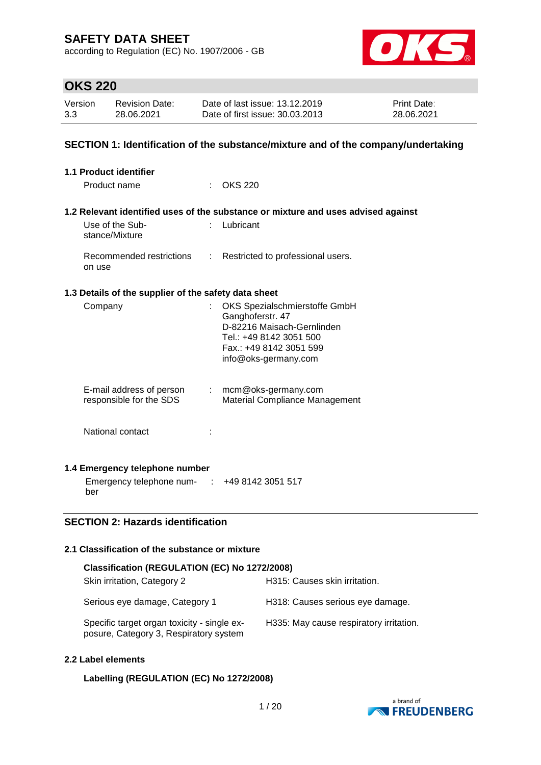# SAFETY DATA SHEET

according to Regulation (EC) No. 1907/2006 - GB

## OKS 220

| Version | Revision Date: | Date of last issue: 13.12.2019 | Print Date: |
|---|---|---|---|
| 3.3 | 28.06.2021 | Date of first issue: 30.03.2013 | 28.06.2021 |

## SECTION 1: Identification of the substance/mixture and of the company/undertaking

### 1.1 Product identifier

Product name : OKS 220

### 1.2 Relevant identified uses of the substance or mixture and uses advised against

Use of the Substance/Mixture : Lubricant

Recommended restrictions on use : Restricted to professional users.

### 1.3 Details of the supplier of the safety data sheet

Company : OKS Spezialschmierstoffe GmbH
Ganghoferstr. 47
D-82216 Maisach-Gernlinden
Tel.: +49 8142 3051 500
Fax.: +49 8142 3051 599
info@oks-germany.com

E-mail address of person responsible for the SDS : mcm@oks-germany.com
Material Compliance Management

National contact :

### 1.4 Emergency telephone number

Emergency telephone number : +49 8142 3051 517

## SECTION 2: Hazards identification

### 2.1 Classification of the substance or mixture

**Classification (REGULATION (EC) No 1272/2008)**

| | |
|---|---|
| Skin irritation, Category 2 | H315: Causes skin irritation. |
| Serious eye damage, Category 1 | H318: Causes serious eye damage. |
| Specific target organ toxicity - single exposure, Category 3, Respiratory system | H335: May cause respiratory irritation. |

### 2.2 Label elements

**Labelling (REGULATION (EC) No 1272/2008)**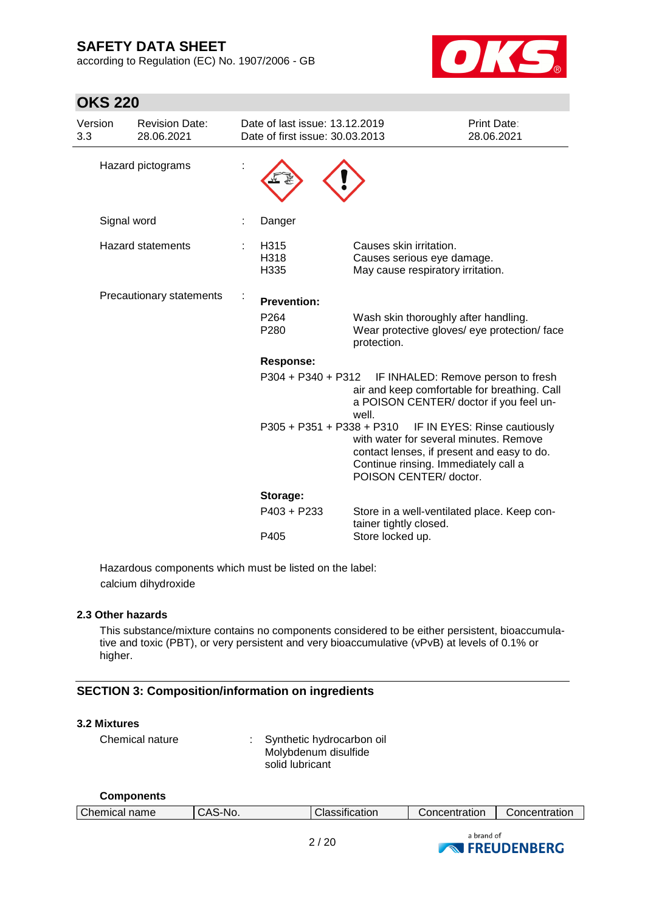## OKS 220

| Version | Revision Date: | Date of last issue: 13.12.2019 | Print Date: |
|---|---|---|---|
| 3.3 | 28.06.2021 | Date of first issue: 30.03.2013 | 28.06.2021 |

Hazard pictograms :

Signal word : Danger

Hazard statements :

| | |
|---|---|
| H315 | Causes skin irritation. |
| H318 | Causes serious eye damage. |
| H335 | May cause respiratory irritation. |

Precautionary statements :

**Prevention:**

| | |
|---|---|
| P264 | Wash skin thoroughly after handling. |
| P280 | Wear protective gloves/ eye protection/ face protection. |

**Response:**

| | |
|---|---|
| P304 + P340 + P312 | IF INHALED: Remove person to fresh air and keep comfortable for breathing. Call a POISON CENTER/ doctor if you feel unwell. |
| P305 + P351 + P338 + P310 | IF IN EYES: Rinse cautiously with water for several minutes. Remove contact lenses, if present and easy to do. Continue rinsing. Immediately call a POISON CENTER/ doctor. |

**Storage:**

| | |
|---|---|
| P403 + P233 | Store in a well-ventilated place. Keep container tightly closed. |
| P405 | Store locked up. |

Hazardous components which must be listed on the label:
calcium dihydroxide

### 2.3 Other hazards

This substance/mixture contains no components considered to be either persistent, bioaccumulative and toxic (PBT), or very persistent and very bioaccumulative (vPvB) at levels of 0.1% or higher.

## SECTION 3: Composition/information on ingredients

### 3.2 Mixtures

Chemical nature : Synthetic hydrocarbon oil
Molybdenum disulfide
solid lubricant

**Components**

| Chemical name | CAS-No. | Classification | Concentration | Concentration |
|---|---|---|---|---|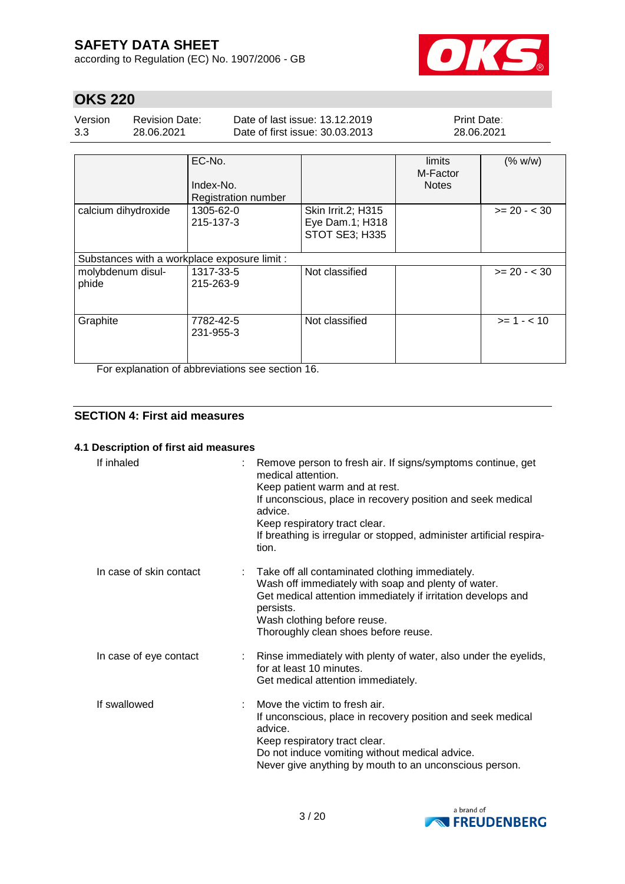| | EC-No.<br>Index-No.<br>Registration number | | limits<br>M-Factor<br>Notes | (% w/w) |
|---|---|---|---|---|
| calcium dihydroxide | 1305-62-0<br>215-137-3 | Skin Irrit.2; H315<br>Eye Dam.1; H318<br>STOT SE3; H335 | | >= 20 - < 30 |
| Substances with a workplace exposure limit : | | | | |
| molybdenum disul-phide | 1317-33-5<br>215-263-9 | Not classified | | >= 20 - < 30 |
| Graphite | 7782-42-5<br>231-955-3 | Not classified | | >= 1 - < 10 |

For explanation of abbreviations see section 16.

## SECTION 4: First aid measures

### 4.1 Description of first aid measures

If inhaled : Remove person to fresh air. If signs/symptoms continue, get medical attention.
Keep patient warm and at rest.
If unconscious, place in recovery position and seek medical advice.
Keep respiratory tract clear.
If breathing is irregular or stopped, administer artificial respiration.

In case of skin contact : Take off all contaminated clothing immediately.
Wash off immediately with soap and plenty of water.
Get medical attention immediately if irritation develops and persists.
Wash clothing before reuse.
Thoroughly clean shoes before reuse.

In case of eye contact : Rinse immediately with plenty of water, also under the eyelids, for at least 10 minutes.
Get medical attention immediately.

If swallowed : Move the victim to fresh air.
If unconscious, place in recovery position and seek medical advice.
Keep respiratory tract clear.
Do not induce vomiting without medical advice.
Never give anything by mouth to an unconscious person.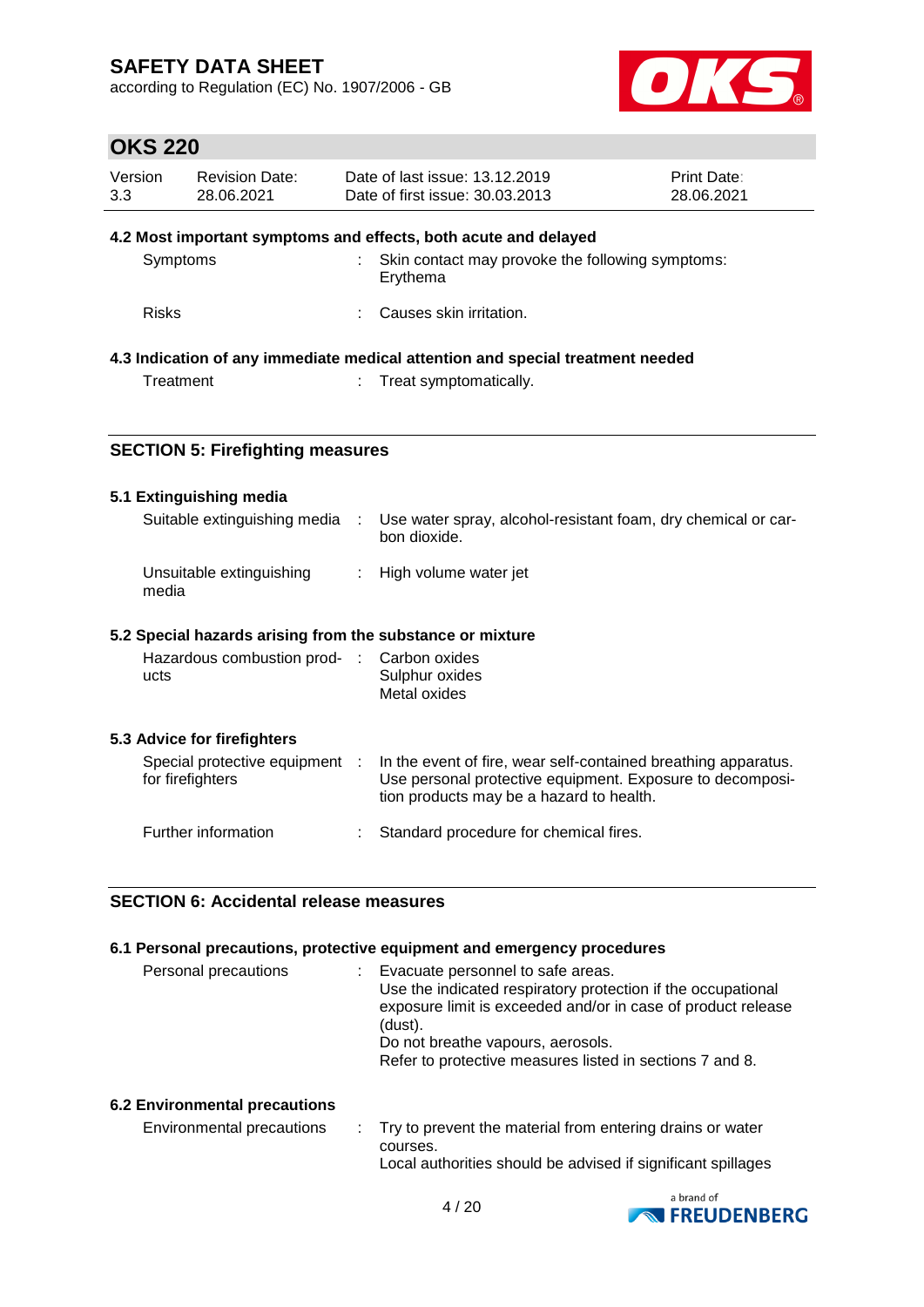#### 4.2 Most important symptoms and effects, both acute and delayed

| | | |
|---|---|---|
| Symptoms | : | Skin contact may provoke the following symptoms: Erythema |
| Risks | : | Causes skin irritation. |

#### 4.3 Indication of any immediate medical attention and special treatment needed

| | | |
|---|---|---|
| Treatment | : | Treat symptomatically. |

## SECTION 5: Firefighting measures

#### 5.1 Extinguishing media

| | | |
|---|---|---|
| Suitable extinguishing media | : | Use water spray, alcohol-resistant foam, dry chemical or carbon dioxide. |
| Unsuitable extinguishing media | : | High volume water jet |

#### 5.2 Special hazards arising from the substance or mixture

| | | |
|---|---|---|
| Hazardous combustion products | : | Carbon oxides<br>Sulphur oxides<br>Metal oxides |

#### 5.3 Advice for firefighters

| | | |
|---|---|---|
| Special protective equipment for firefighters | : | In the event of fire, wear self-contained breathing apparatus. Use personal protective equipment. Exposure to decomposition products may be a hazard to health. |
| Further information | : | Standard procedure for chemical fires. |

## SECTION 6: Accidental release measures

#### 6.1 Personal precautions, protective equipment and emergency procedures

| | | |
|---|---|---|
| Personal precautions | : | Evacuate personnel to safe areas.<br>Use the indicated respiratory protection if the occupational exposure limit is exceeded and/or in case of product release (dust).<br>Do not breathe vapours, aerosols.<br>Refer to protective measures listed in sections 7 and 8. |

#### 6.2 Environmental precautions

| | | |
|---|---|---|
| Environmental precautions | : | Try to prevent the material from entering drains or water courses.<br>Local authorities should be advised if significant spillages |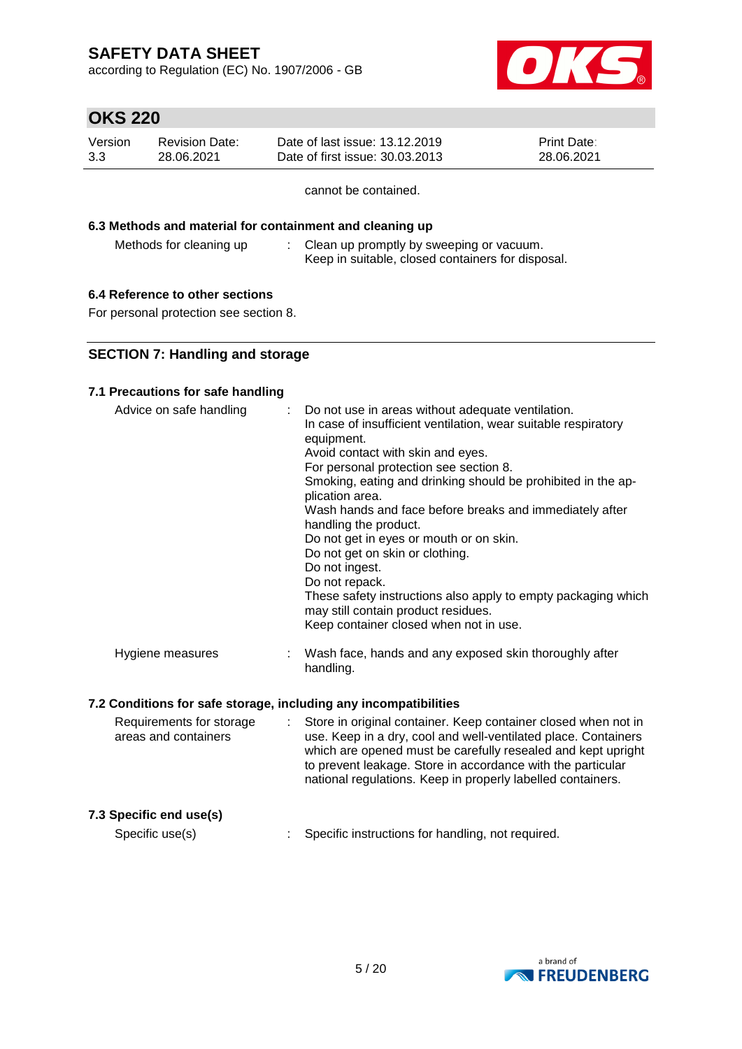cannot be contained.

### 6.3 Methods and material for containment and cleaning up

| | |
|---|---|
| Methods for cleaning up | : Clean up promptly by sweeping or vacuum. Keep in suitable, closed containers for disposal. |

### 6.4 Reference to other sections

For personal protection see section 8.

## SECTION 7: Handling and storage

### 7.1 Precautions for safe handling

| | |
|---|---|
| Advice on safe handling | : Do not use in areas without adequate ventilation. In case of insufficient ventilation, wear suitable respiratory equipment. Avoid contact with skin and eyes. For personal protection see section 8. Smoking, eating and drinking should be prohibited in the application area. Wash hands and face before breaks and immediately after handling the product. Do not get in eyes or mouth or on skin. Do not get on skin or clothing. Do not ingest. Do not repack. These safety instructions also apply to empty packaging which may still contain product residues. Keep container closed when not in use. |
| Hygiene measures | : Wash face, hands and any exposed skin thoroughly after handling. |

### 7.2 Conditions for safe storage, including any incompatibilities

| | |
|---|---|
| Requirements for storage areas and containers | : Store in original container. Keep container closed when not in use. Keep in a dry, cool and well-ventilated place. Containers which are opened must be carefully resealed and kept upright to prevent leakage. Store in accordance with the particular national regulations. Keep in properly labelled containers. |

### 7.3 Specific end use(s)

| | |
|---|---|
| Specific use(s) | : Specific instructions for handling, not required. |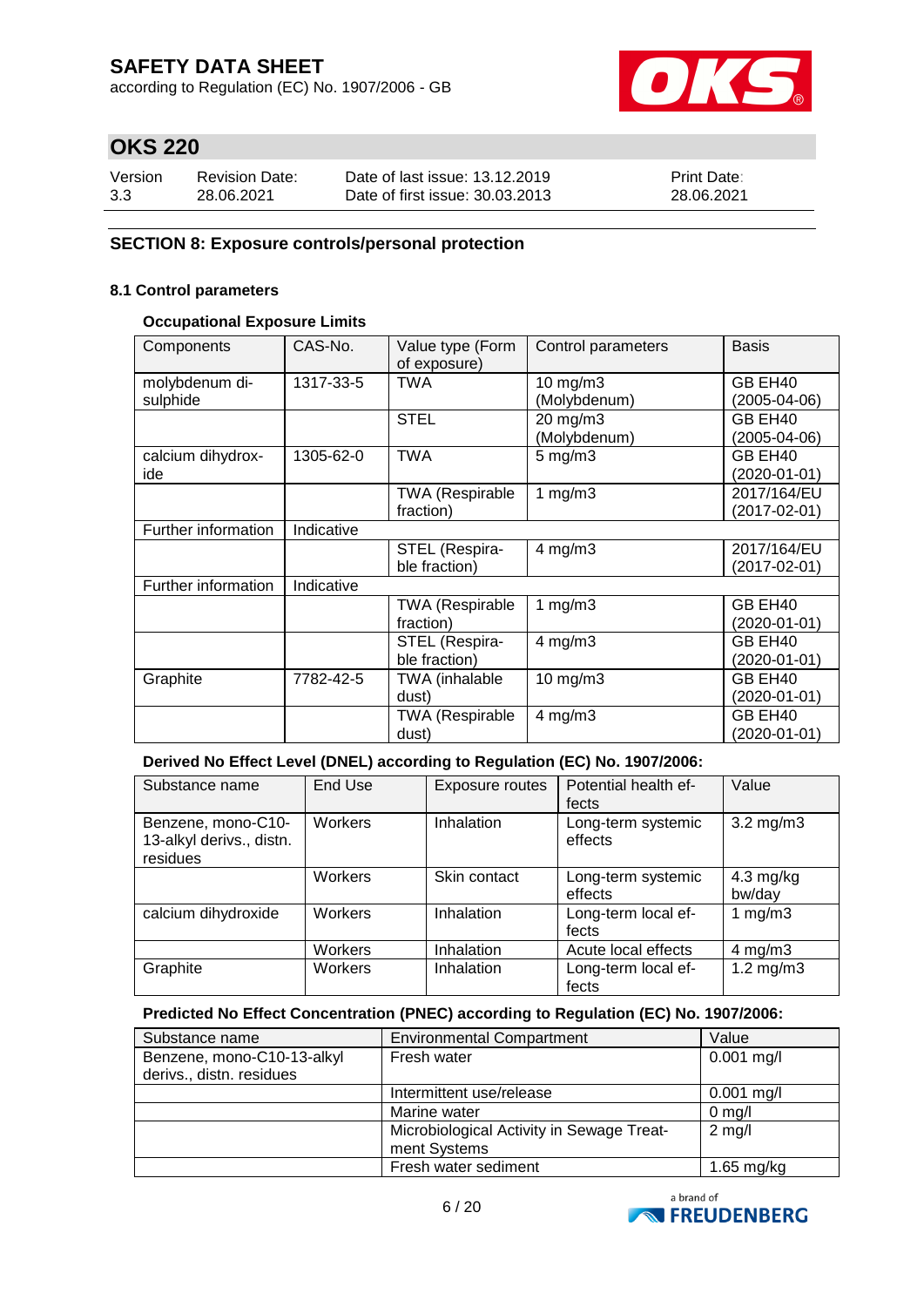# SAFETY DATA SHEET

according to Regulation (EC) No. 1907/2006 - GB

## OKS 220

| Version | Revision Date: | Date of last issue: 13.12.2019 | Print Date: |
|---|---|---|---|
| 3.3 | 28.06.2021 | Date of first issue: 30.03.2013 | 28.06.2021 |

## SECTION 8: Exposure controls/personal protection

### 8.1 Control parameters

**Occupational Exposure Limits**

| Components | CAS-No. | Value type (Form of exposure) | Control parameters | Basis |
|---|---|---|---|---|
| molybdenum disulphide | 1317-33-5 | TWA | 10 mg/m3 (Molybdenum) | GB EH40 (2005-04-06) |
| | | STEL | 20 mg/m3 (Molybdenum) | GB EH40 (2005-04-06) |
| calcium dihydroxide | 1305-62-0 | TWA | 5 mg/m3 | GB EH40 (2020-01-01) |
| | | TWA (Respirable fraction) | 1 mg/m3 | 2017/164/EU (2017-02-01) |
| Further information | Indicative | | | |
| | | STEL (Respirable fraction) | 4 mg/m3 | 2017/164/EU (2017-02-01) |
| Further information | Indicative | | | |
| | | TWA (Respirable fraction) | 1 mg/m3 | GB EH40 (2020-01-01) |
| | | STEL (Respirable fraction) | 4 mg/m3 | GB EH40 (2020-01-01) |
| Graphite | 7782-42-5 | TWA (inhalable dust) | 10 mg/m3 | GB EH40 (2020-01-01) |
| | | TWA (Respirable dust) | 4 mg/m3 | GB EH40 (2020-01-01) |

**Derived No Effect Level (DNEL) according to Regulation (EC) No. 1907/2006:**

| Substance name | End Use | Exposure routes | Potential health effects | Value |
|---|---|---|---|---|
| Benzene, mono-C10-13-alkyl derivs., distn. residues | Workers | Inhalation | Long-term systemic effects | 3.2 mg/m3 |
| | Workers | Skin contact | Long-term systemic effects | 4.3 mg/kg bw/day |
| calcium dihydroxide | Workers | Inhalation | Long-term local effects | 1 mg/m3 |
| | Workers | Inhalation | Acute local effects | 4 mg/m3 |
| Graphite | Workers | Inhalation | Long-term local effects | 1.2 mg/m3 |

**Predicted No Effect Concentration (PNEC) according to Regulation (EC) No. 1907/2006:**

| Substance name | Environmental Compartment | Value |
|---|---|---|
| Benzene, mono-C10-13-alkyl derivs., distn. residues | Fresh water | 0.001 mg/l |
| | Intermittent use/release | 0.001 mg/l |
| | Marine water | 0 mg/l |
| | Microbiological Activity in Sewage Treatment Systems | 2 mg/l |
| | Fresh water sediment | 1.65 mg/kg |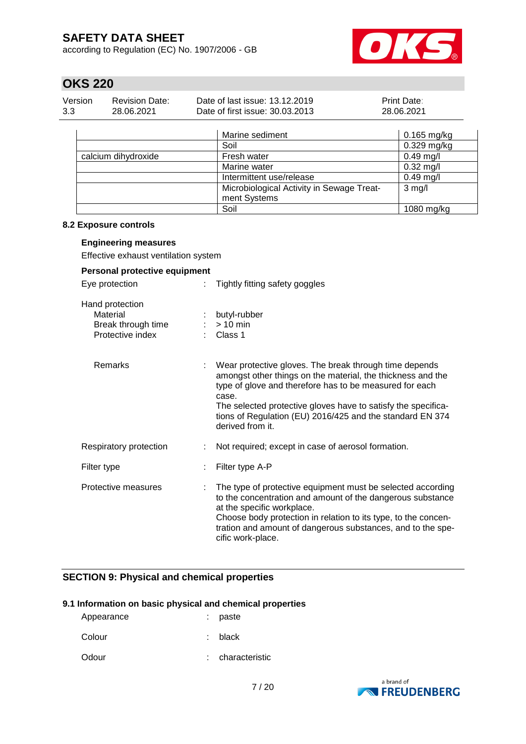| | | |
|---|---|---|
| | Marine sediment | 0.165 mg/kg |
| | Soil | 0.329 mg/kg |
| calcium dihydroxide | Fresh water | 0.49 mg/l |
| | Marine water | 0.32 mg/l |
| | Intermittent use/release | 0.49 mg/l |
| | Microbiological Activity in Sewage Treatment Systems | 3 mg/l |
| | Soil | 1080 mg/kg |

### 8.2 Exposure controls

**Engineering measures**

Effective exhaust ventilation system

**Personal protective equipment**

Eye protection : Tightly fitting safety goggles

Hand protection
- Material : butyl-rubber
- Break through time : > 10 min
- Protective index : Class 1

- Remarks : Wear protective gloves. The break through time depends amongst other things on the material, the thickness and the type of glove and therefore has to be measured for each case.
The selected protective gloves have to satisfy the specifications of Regulation (EU) 2016/425 and the standard EN 374 derived from it.

Respiratory protection : Not required; except in case of aerosol formation.

Filter type : Filter type A-P

Protective measures : The type of protective equipment must be selected according to the concentration and amount of the dangerous substance at the specific workplace.
Choose body protection in relation to its type, to the concentration and amount of dangerous substances, and to the specific work-place.

## SECTION 9: Physical and chemical properties

### 9.1 Information on basic physical and chemical properties

Appearance : paste

Colour : black

Odour : characteristic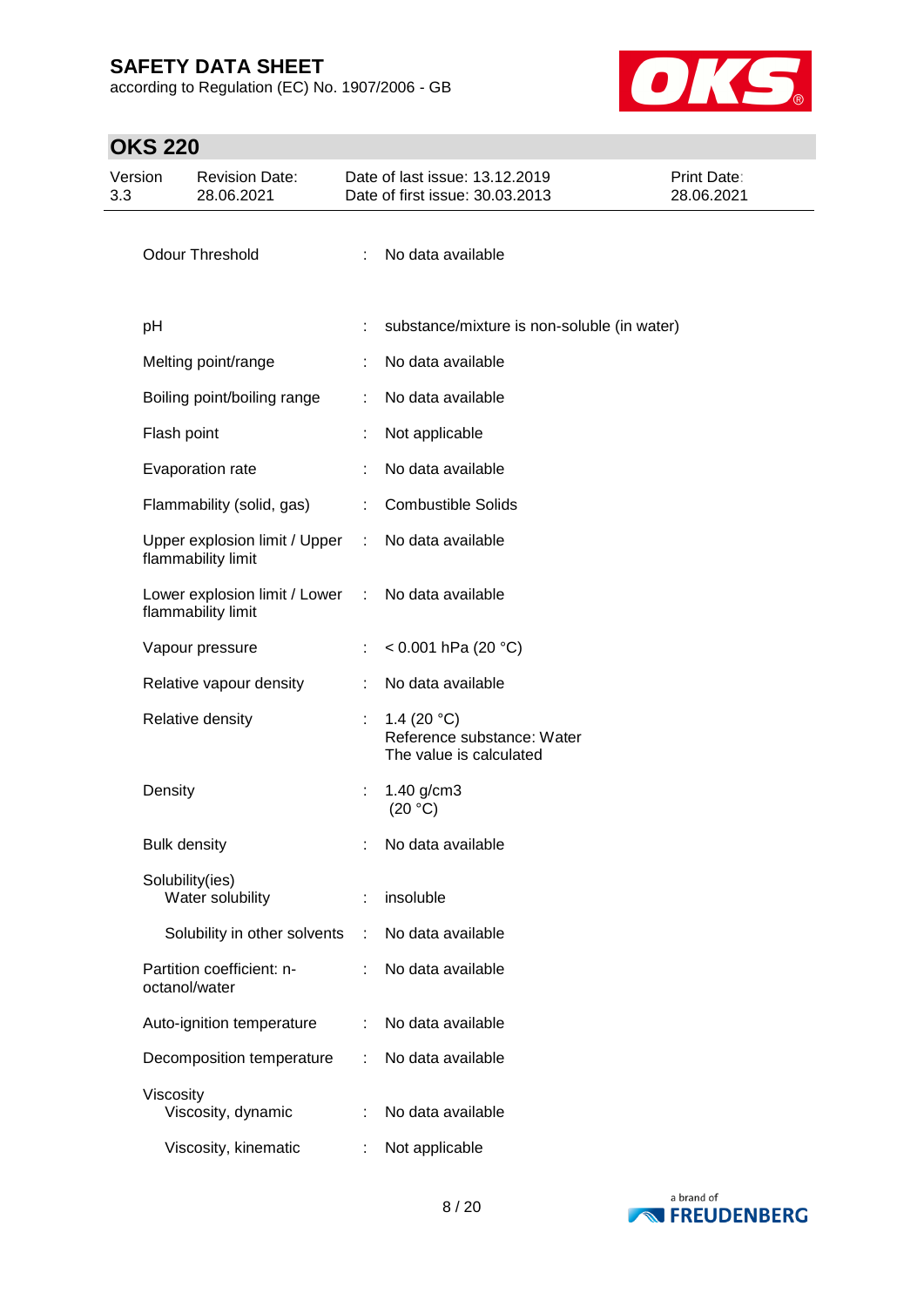| | | |
|---|---|---|
| Odour Threshold | : | No data available |
| pH | : | substance/mixture is non-soluble (in water) |
| Melting point/range | : | No data available |
| Boiling point/boiling range | : | No data available |
| Flash point | : | Not applicable |
| Evaporation rate | : | No data available |
| Flammability (solid, gas) | : | Combustible Solids |
| Upper explosion limit / Upper flammability limit | : | No data available |
| Lower explosion limit / Lower flammability limit | : | No data available |
| Vapour pressure | : | < 0.001 hPa (20 °C) |
| Relative vapour density | : | No data available |
| Relative density | : | 1.4 (20 °C)<br>Reference substance: Water<br>The value is calculated |
| Density | : | 1.40 g/cm3<br>(20 °C) |
| Bulk density | : | No data available |
| Solubility(ies)<br>Water solubility | : | insoluble |
| Solubility in other solvents | : | No data available |
| Partition coefficient: n-octanol/water | : | No data available |
| Auto-ignition temperature | : | No data available |
| Decomposition temperature | : | No data available |
| Viscosity<br>Viscosity, dynamic | : | No data available |
| Viscosity, kinematic | : | Not applicable |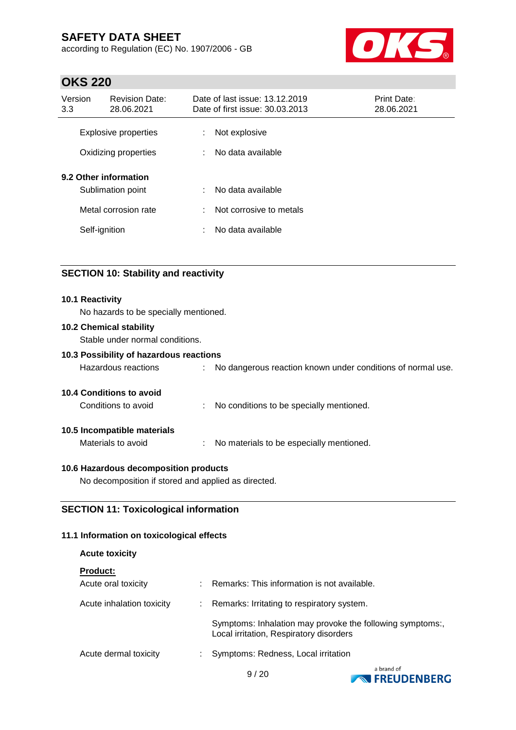| | | |
|---|---|---|
| Explosive properties | : | Not explosive |
| Oxidizing properties | : | No data available |

**9.2 Other information**

| | | |
|---|---|---|
| Sublimation point | : | No data available |
| Metal corrosion rate | : | Not corrosive to metals |
| Self-ignition | : | No data available |

## SECTION 10: Stability and reactivity

**10.1 Reactivity**

No hazards to be specially mentioned.

**10.2 Chemical stability**

Stable under normal conditions.

**10.3 Possibility of hazardous reactions**

Hazardous reactions : No dangerous reaction known under conditions of normal use.

**10.4 Conditions to avoid**

Conditions to avoid : No conditions to be specially mentioned.

**10.5 Incompatible materials**

Materials to avoid : No materials to be especially mentioned.

**10.6 Hazardous decomposition products**

No decomposition if stored and applied as directed.

## SECTION 11: Toxicological information

**11.1 Information on toxicological effects**

**Acute toxicity**

**Product:**

| | | |
|---|---|---|
| Acute oral toxicity | : | Remarks: This information is not available. |
| Acute inhalation toxicity | : | Remarks: Irritating to respiratory system. |
| | | Symptoms: Inhalation may provoke the following symptoms:, Local irritation, Respiratory disorders |
| Acute dermal toxicity | : | Symptoms: Redness, Local irritation |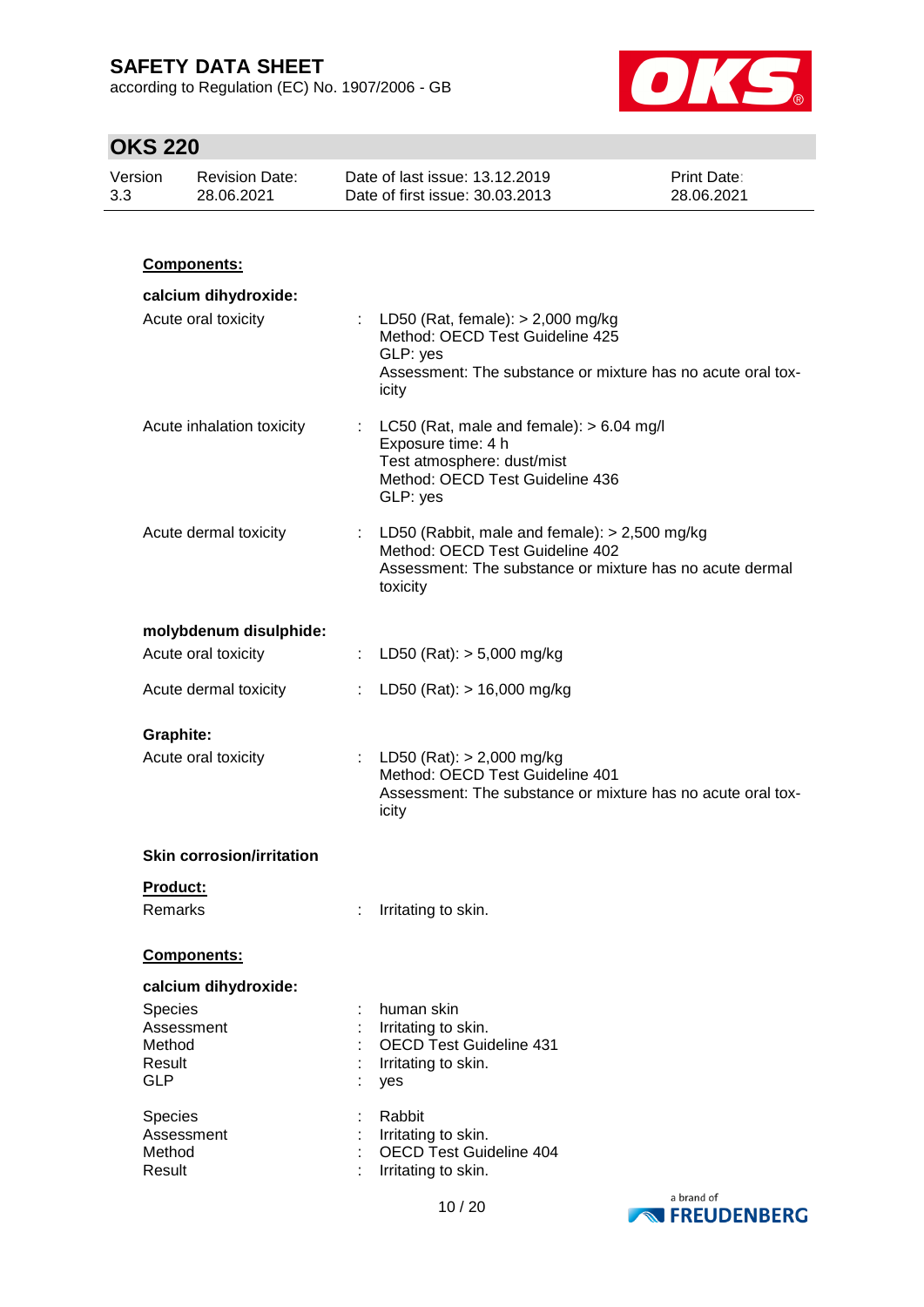**Components:**

**calcium dihydroxide:**

Acute oral toxicity : LD50 (Rat, female): > 2,000 mg/kg
Method: OECD Test Guideline 425
GLP: yes
Assessment: The substance or mixture has no acute oral toxicity

Acute inhalation toxicity : LC50 (Rat, male and female): > 6.04 mg/l
Exposure time: 4 h
Test atmosphere: dust/mist
Method: OECD Test Guideline 436
GLP: yes

Acute dermal toxicity : LD50 (Rabbit, male and female): > 2,500 mg/kg
Method: OECD Test Guideline 402
Assessment: The substance or mixture has no acute dermal toxicity

**molybdenum disulphide:**

Acute oral toxicity : LD50 (Rat): > 5,000 mg/kg

Acute dermal toxicity : LD50 (Rat): > 16,000 mg/kg

**Graphite:**

Acute oral toxicity : LD50 (Rat): > 2,000 mg/kg
Method: OECD Test Guideline 401
Assessment: The substance or mixture has no acute oral toxicity

**Skin corrosion/irritation**

**Product:**

Remarks : Irritating to skin.

**Components:**

**calcium dihydroxide:**

Species : human skin
Assessment : Irritating to skin.
Method : OECD Test Guideline 431
Result : Irritating to skin.
GLP : yes

Species : Rabbit
Assessment : Irritating to skin.
Method : OECD Test Guideline 404
Result : Irritating to skin.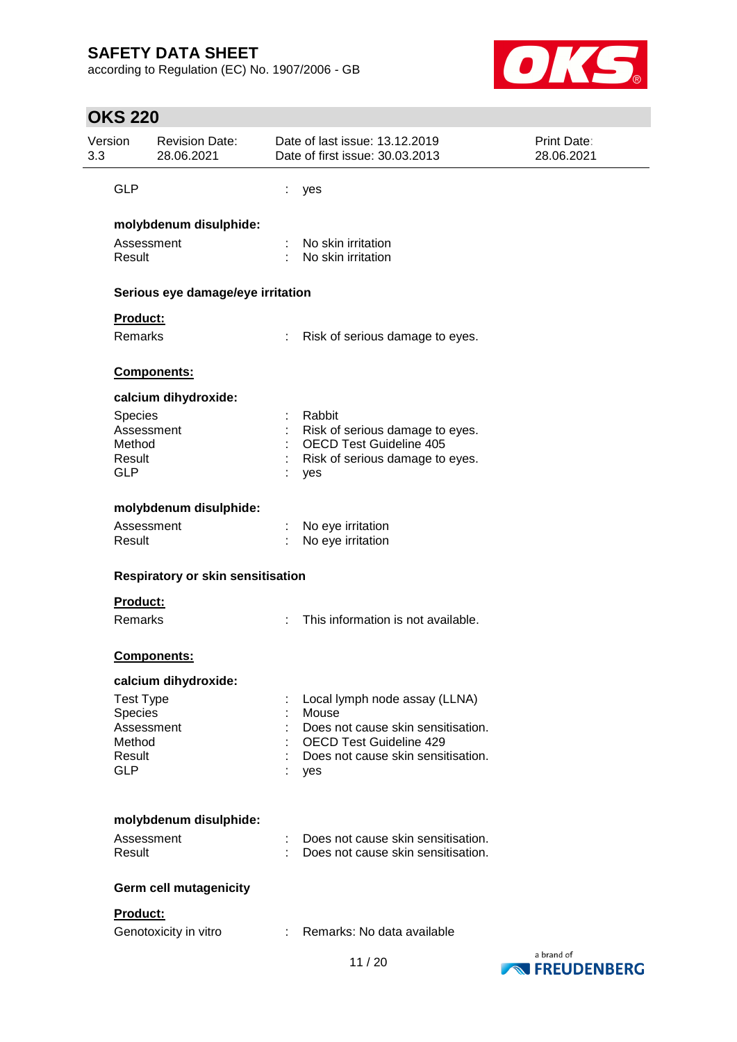GLP : yes

**molybdenum disulphide:**

Assessment : No skin irritation
Result : No skin irritation

**Serious eye damage/eye irritation**

**Product:**

Remarks : Risk of serious damage to eyes.

**Components:**

**calcium dihydroxide:**

Species : Rabbit
Assessment : Risk of serious damage to eyes.
Method : OECD Test Guideline 405
Result : Risk of serious damage to eyes.
GLP : yes

**molybdenum disulphide:**

Assessment : No eye irritation
Result : No eye irritation

**Respiratory or skin sensitisation**

**Product:**

Remarks : This information is not available.

**Components:**

**calcium dihydroxide:**

Test Type : Local lymph node assay (LLNA)
Species : Mouse
Assessment : Does not cause skin sensitisation.
Method : OECD Test Guideline 429
Result : Does not cause skin sensitisation.
GLP : yes

**molybdenum disulphide:**

Assessment : Does not cause skin sensitisation.
Result : Does not cause skin sensitisation.

**Germ cell mutagenicity**

**Product:**

Genotoxicity in vitro : Remarks: No data available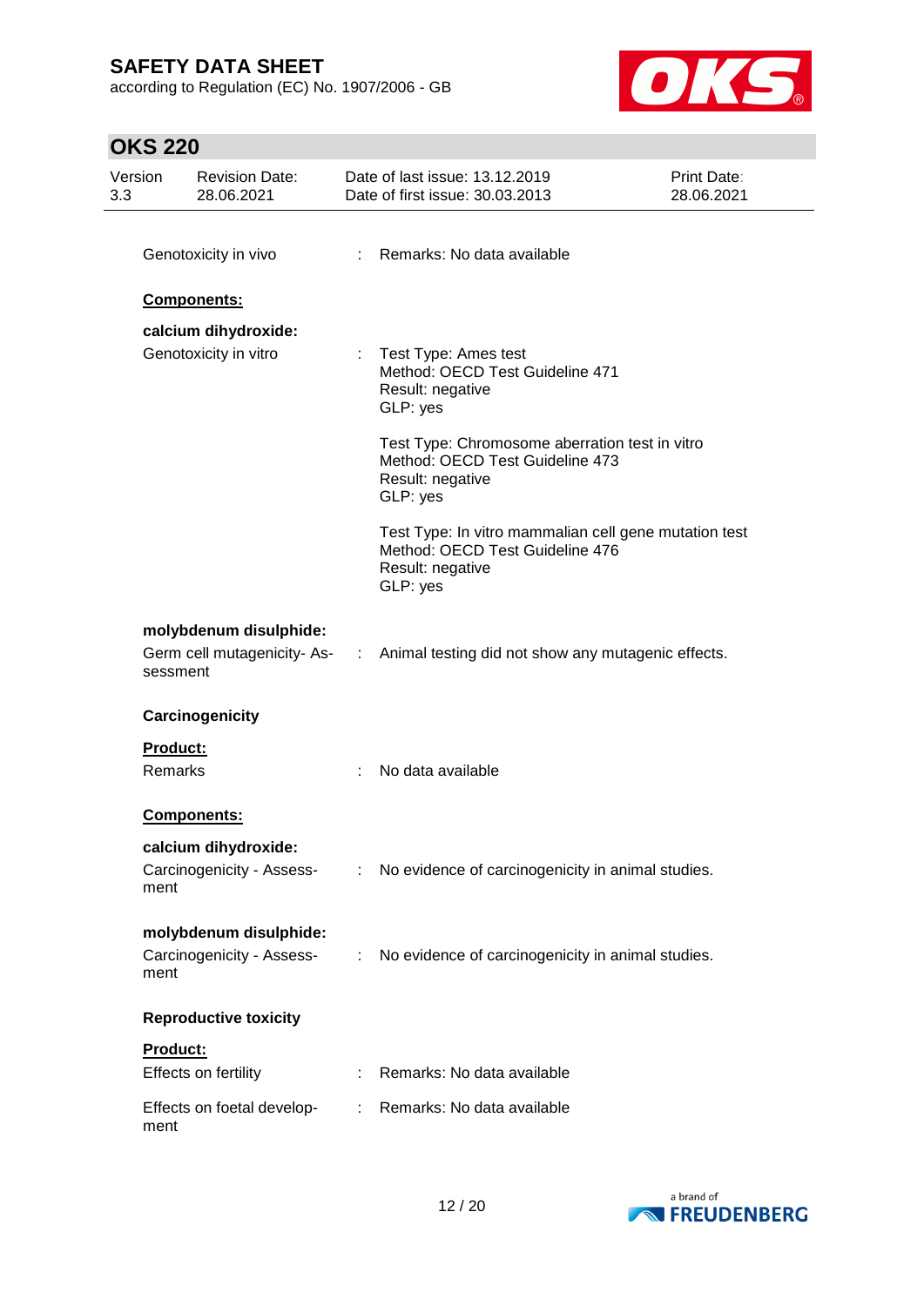Genotoxicity in vivo : Remarks: No data available

**Components:**

**calcium dihydroxide:**

Genotoxicity in vitro : Test Type: Ames test
Method: OECD Test Guideline 471
Result: negative
GLP: yes

Test Type: Chromosome aberration test in vitro
Method: OECD Test Guideline 473
Result: negative
GLP: yes

Test Type: In vitro mammalian cell gene mutation test
Method: OECD Test Guideline 476
Result: negative
GLP: yes

**molybdenum disulphide:**

Germ cell mutagenicity- Assessment : Animal testing did not show any mutagenic effects.

**Carcinogenicity**

**Product:**

Remarks : No data available

**Components:**

**calcium dihydroxide:**

Carcinogenicity - Assessment : No evidence of carcinogenicity in animal studies.

**molybdenum disulphide:**

Carcinogenicity - Assessment : No evidence of carcinogenicity in animal studies.

**Reproductive toxicity**

**Product:**

Effects on fertility : Remarks: No data available

Effects on foetal development : Remarks: No data available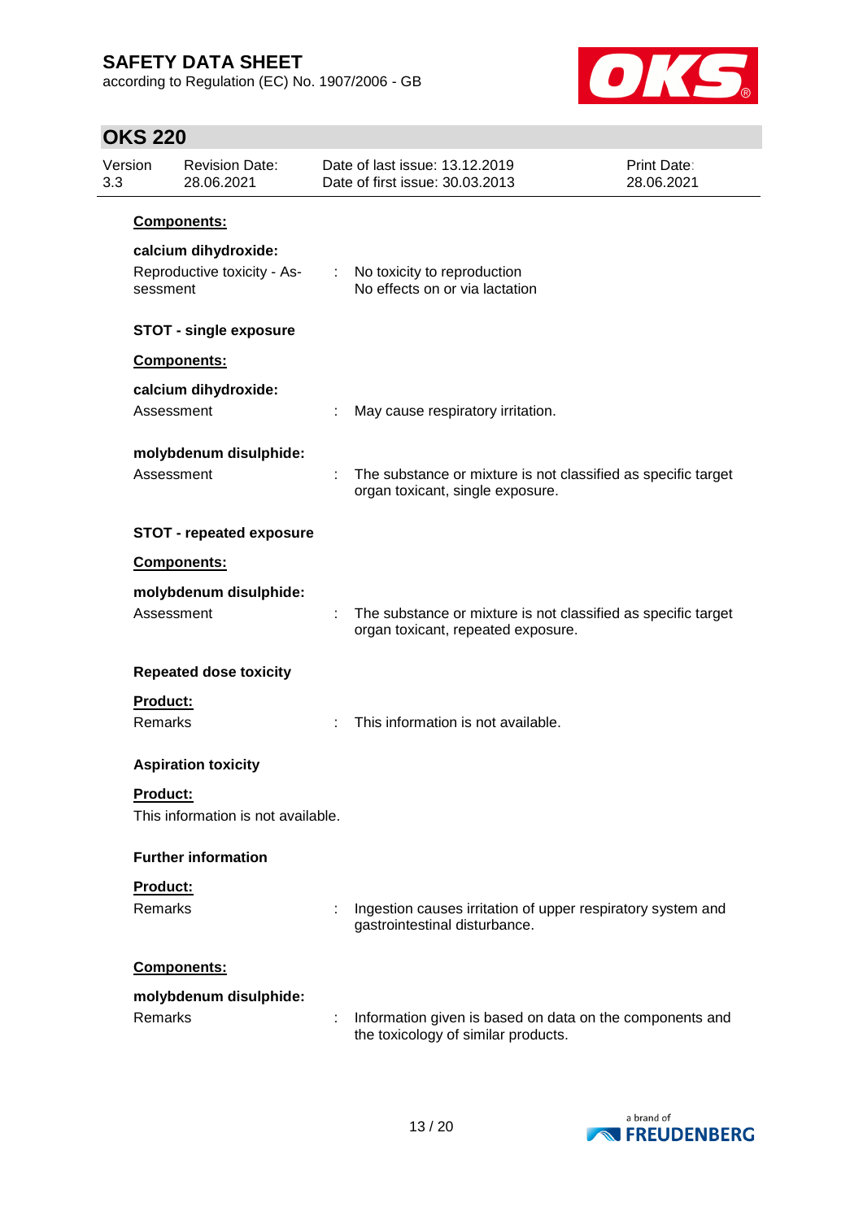**Components:**

**calcium dihydroxide:**

Reproductive toxicity - Assessment : No toxicity to reproduction
No effects on or via lactation

**STOT - single exposure**

**Components:**

**calcium dihydroxide:**

Assessment : May cause respiratory irritation.

**molybdenum disulphide:**

Assessment : The substance or mixture is not classified as specific target organ toxicant, single exposure.

**STOT - repeated exposure**

**Components:**

**molybdenum disulphide:**

Assessment : The substance or mixture is not classified as specific target organ toxicant, repeated exposure.

**Repeated dose toxicity**

**Product:**

Remarks : This information is not available.

**Aspiration toxicity**

**Product:**

This information is not available.

**Further information**

**Product:**

Remarks : Ingestion causes irritation of upper respiratory system and gastrointestinal disturbance.

**Components:**

**molybdenum disulphide:**

Remarks : Information given is based on data on the components and the toxicology of similar products.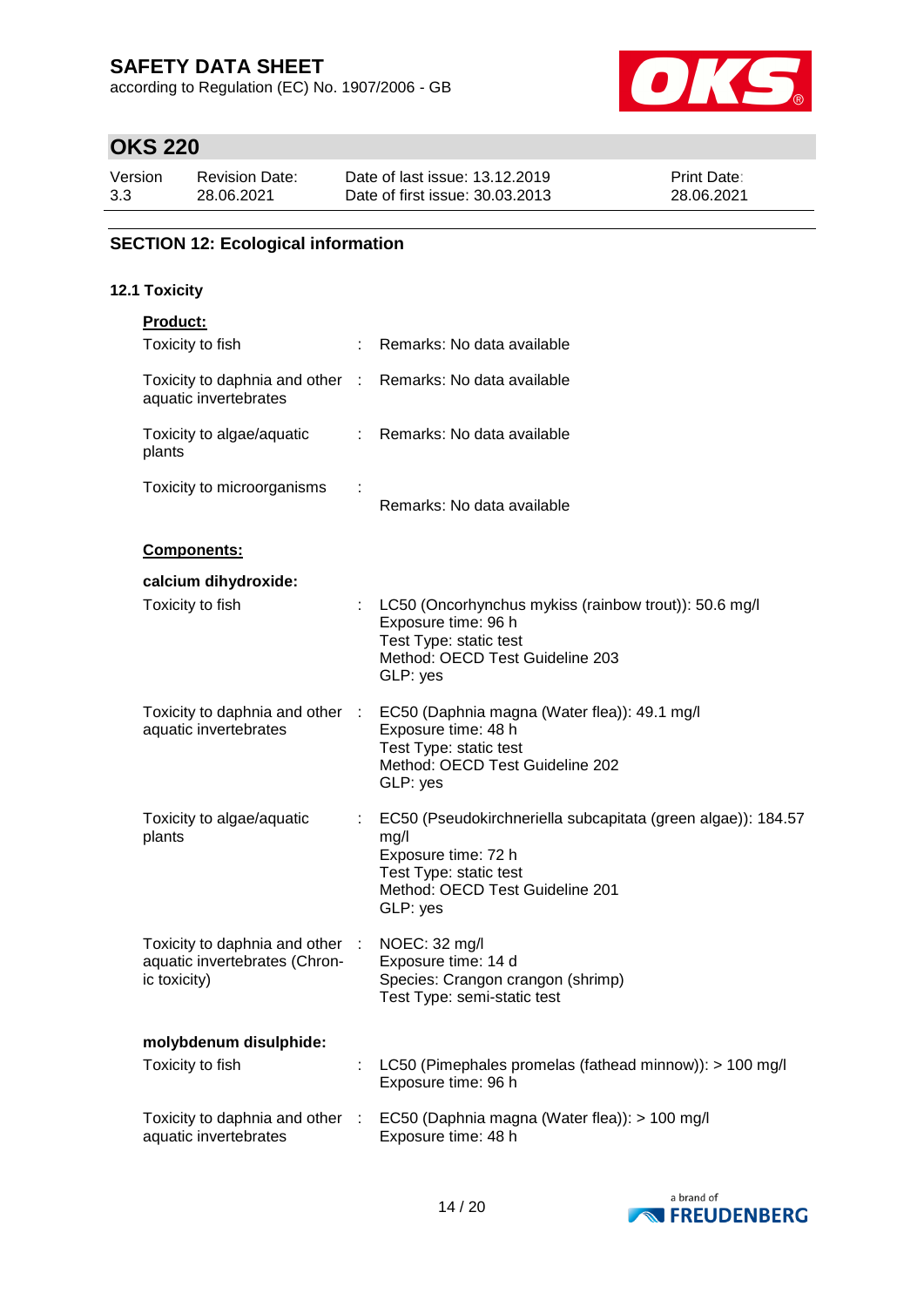## SECTION 12: Ecological information

### 12.1 Toxicity

**Product:**

| | | |
|---|---|---|
| Toxicity to fish | : | Remarks: No data available |
| Toxicity to daphnia and other aquatic invertebrates | : | Remarks: No data available |
| Toxicity to algae/aquatic plants | : | Remarks: No data available |
| Toxicity to microorganisms | : | Remarks: No data available |

**Components:**

**calcium dihydroxide:**

| | | |
|---|---|---|
| Toxicity to fish | : | LC50 (Oncorhynchus mykiss (rainbow trout)): 50.6 mg/l<br>Exposure time: 96 h<br>Test Type: static test<br>Method: OECD Test Guideline 203<br>GLP: yes |
| Toxicity to daphnia and other aquatic invertebrates | : | EC50 (Daphnia magna (Water flea)): 49.1 mg/l<br>Exposure time: 48 h<br>Test Type: static test<br>Method: OECD Test Guideline 202<br>GLP: yes |
| Toxicity to algae/aquatic plants | : | EC50 (Pseudokirchneriella subcapitata (green algae)): 184.57 mg/l<br>Exposure time: 72 h<br>Test Type: static test<br>Method: OECD Test Guideline 201<br>GLP: yes |
| Toxicity to daphnia and other aquatic invertebrates (Chronic toxicity) | : | NOEC: 32 mg/l<br>Exposure time: 14 d<br>Species: Crangon crangon (shrimp)<br>Test Type: semi-static test |

**molybdenum disulphide:**

| | | |
|---|---|---|
| Toxicity to fish | : | LC50 (Pimephales promelas (fathead minnow)): > 100 mg/l<br>Exposure time: 96 h |
| Toxicity to daphnia and other aquatic invertebrates | : | EC50 (Daphnia magna (Water flea)): > 100 mg/l<br>Exposure time: 48 h |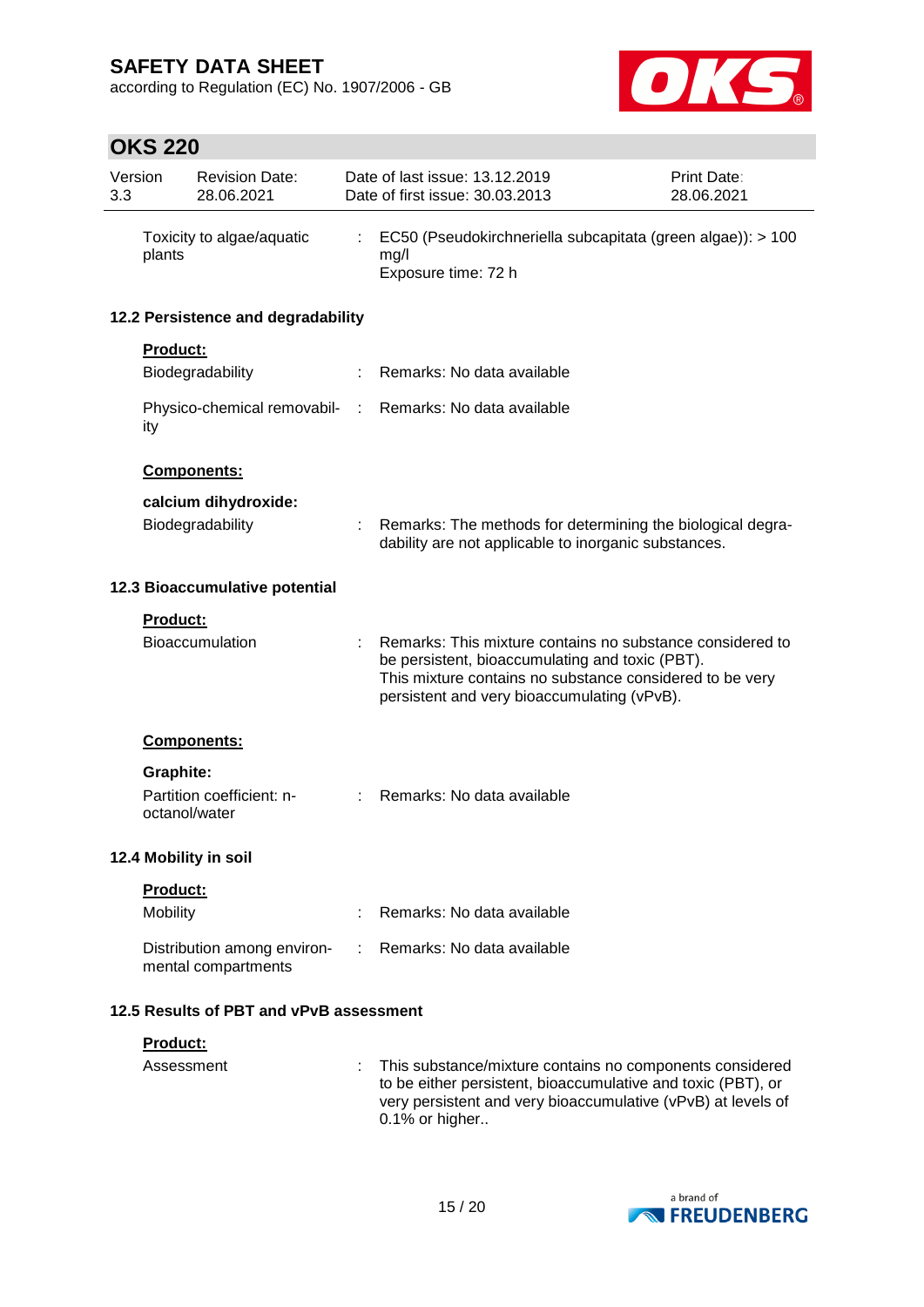| | | |
|---|---|---|
| Toxicity to algae/aquatic plants | : | EC50 (Pseudokirchneriella subcapitata (green algae)): > 100 mg/l<br>Exposure time: 72 h |

### 12.2 Persistence and degradability

**Product:**

| | | |
|---|---|---|
| Biodegradability | : | Remarks: No data available |
| Physico-chemical removability | : | Remarks: No data available |

**Components:**

**calcium dihydroxide:**

| | | |
|---|---|---|
| Biodegradability | : | Remarks: The methods for determining the biological degradability are not applicable to inorganic substances. |

### 12.3 Bioaccumulative potential

**Product:**

| | | |
|---|---|---|
| Bioaccumulation | : | Remarks: This mixture contains no substance considered to be persistent, bioaccumulating and toxic (PBT).<br>This mixture contains no substance considered to be very persistent and very bioaccumulating (vPvB). |

**Components:**

**Graphite:**

| | | |
|---|---|---|
| Partition coefficient: n-octanol/water | : | Remarks: No data available |

### 12.4 Mobility in soil

**Product:**

| | | |
|---|---|---|
| Mobility | : | Remarks: No data available |
| Distribution among environmental compartments | : | Remarks: No data available |

### 12.5 Results of PBT and vPvB assessment

**Product:**

| | | |
|---|---|---|
| Assessment | : | This substance/mixture contains no components considered to be either persistent, bioaccumulative and toxic (PBT), or very persistent and very bioaccumulative (vPvB) at levels of 0.1% or higher.. |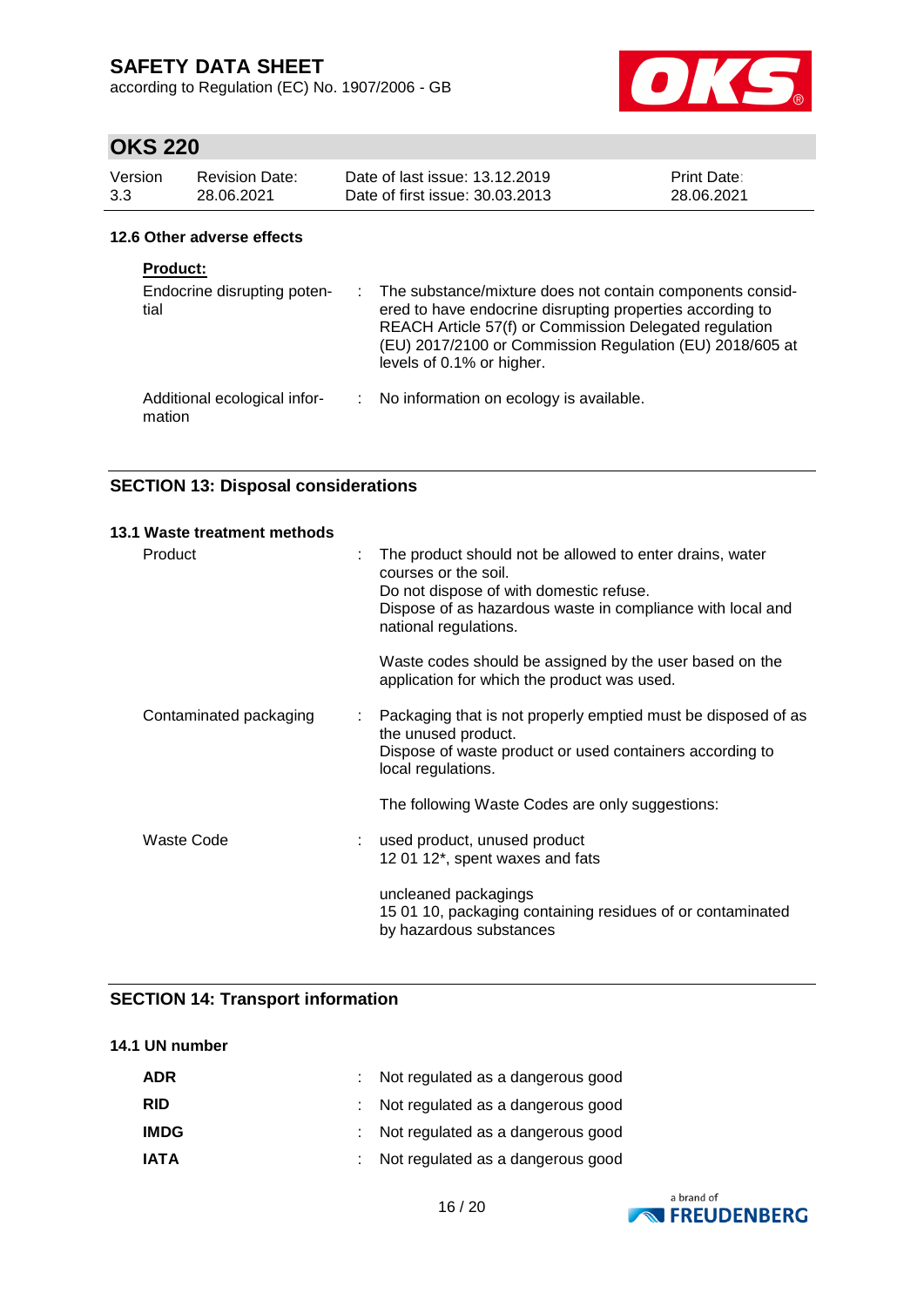### 12.6 Other adverse effects

**Product:**

| | |
|---|---|
| Endocrine disrupting potential | : The substance/mixture does not contain components considered to have endocrine disrupting properties according to REACH Article 57(f) or Commission Delegated regulation (EU) 2017/2100 or Commission Regulation (EU) 2018/605 at levels of 0.1% or higher. |
| Additional ecological information | : No information on ecology is available. |

## SECTION 13: Disposal considerations

### 13.1 Waste treatment methods

| | |
|---|---|
| Product | : The product should not be allowed to enter drains, water courses or the soil.<br>Do not dispose of with domestic refuse.<br>Dispose of as hazardous waste in compliance with local and national regulations.<br><br>Waste codes should be assigned by the user based on the application for which the product was used. |
| Contaminated packaging | : Packaging that is not properly emptied must be disposed of as the unused product.<br>Dispose of waste product or used containers according to local regulations.<br><br>The following Waste Codes are only suggestions: |
| Waste Code | : used product, unused product<br>12 01 12*, spent waxes and fats<br><br>uncleaned packagings<br>15 01 10, packaging containing residues of or contaminated by hazardous substances |

## SECTION 14: Transport information

### 14.1 UN number

| | |
|---|---|
| **ADR** | : Not regulated as a dangerous good |
| **RID** | : Not regulated as a dangerous good |
| **IMDG** | : Not regulated as a dangerous good |
| **IATA** | : Not regulated as a dangerous good |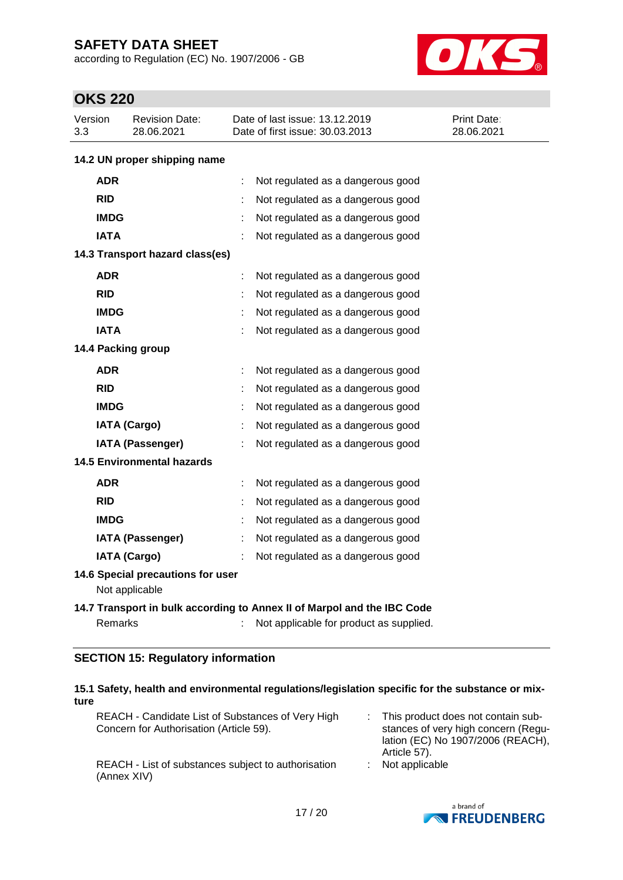### 14.2 UN proper shipping name

| | | |
|---|---|---|
| **ADR** | : | Not regulated as a dangerous good |
| **RID** | : | Not regulated as a dangerous good |
| **IMDG** | : | Not regulated as a dangerous good |
| **IATA** | : | Not regulated as a dangerous good |

### 14.3 Transport hazard class(es)

| | | |
|---|---|---|
| **ADR** | : | Not regulated as a dangerous good |
| **RID** | : | Not regulated as a dangerous good |
| **IMDG** | : | Not regulated as a dangerous good |
| **IATA** | : | Not regulated as a dangerous good |

### 14.4 Packing group

| | | |
|---|---|---|
| **ADR** | : | Not regulated as a dangerous good |
| **RID** | : | Not regulated as a dangerous good |
| **IMDG** | : | Not regulated as a dangerous good |
| **IATA (Cargo)** | : | Not regulated as a dangerous good |
| **IATA (Passenger)** | : | Not regulated as a dangerous good |

### 14.5 Environmental hazards

| | | |
|---|---|---|
| **ADR** | : | Not regulated as a dangerous good |
| **RID** | : | Not regulated as a dangerous good |
| **IMDG** | : | Not regulated as a dangerous good |
| **IATA (Passenger)** | : | Not regulated as a dangerous good |
| **IATA (Cargo)** | : | Not regulated as a dangerous good |

### 14.6 Special precautions for user

Not applicable

### 14.7 Transport in bulk according to Annex II of Marpol and the IBC Code

Remarks : Not applicable for product as supplied.

## SECTION 15: Regulatory information

### 15.1 Safety, health and environmental regulations/legislation specific for the substance or mixture

| | | |
|---|---|---|
| REACH - Candidate List of Substances of Very High Concern for Authorisation (Article 59). | : | This product does not contain substances of very high concern (Regulation (EC) No 1907/2006 (REACH), Article 57). |
| REACH - List of substances subject to authorisation (Annex XIV) | : | Not applicable |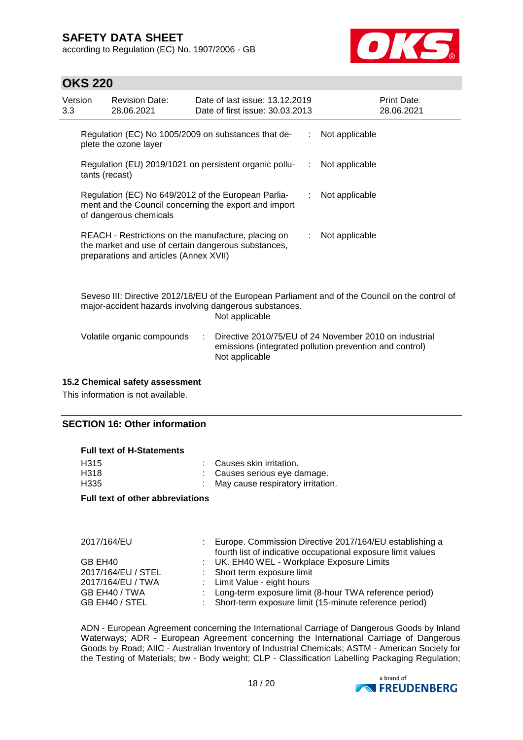| | | |
|---|---|---|
| Regulation (EC) No 1005/2009 on substances that deplete the ozone layer | : | Not applicable |
| Regulation (EU) 2019/1021 on persistent organic pollutants (recast) | : | Not applicable |
| Regulation (EC) No 649/2012 of the European Parliament and the Council concerning the export and import of dangerous chemicals | : | Not applicable |
| REACH - Restrictions on the manufacture, placing on the market and use of certain dangerous substances, preparations and articles (Annex XVII) | : | Not applicable |

Seveso III: Directive 2012/18/EU of the European Parliament and of the Council on the control of major-accident hazards involving dangerous substances.
Not applicable

| | | |
|---|---|---|
| Volatile organic compounds | : | Directive 2010/75/EU of 24 November 2010 on industrial emissions (integrated pollution prevention and control)<br>Not applicable |

### 15.2 Chemical safety assessment

This information is not available.

## SECTION 16: Other information

**Full text of H-Statements**

| | | |
|---|---|---|
| H315 | : | Causes skin irritation. |
| H318 | : | Causes serious eye damage. |
| H335 | : | May cause respiratory irritation. |

**Full text of other abbreviations**

| | | |
|---|---|---|
| 2017/164/EU | : | Europe. Commission Directive 2017/164/EU establishing a fourth list of indicative occupational exposure limit values |
| GB EH40 | : | UK. EH40 WEL - Workplace Exposure Limits |
| 2017/164/EU / STEL | : | Short term exposure limit |
| 2017/164/EU / TWA | : | Limit Value - eight hours |
| GB EH40 / TWA | : | Long-term exposure limit (8-hour TWA reference period) |
| GB EH40 / STEL | : | Short-term exposure limit (15-minute reference period) |

ADN - European Agreement concerning the International Carriage of Dangerous Goods by Inland Waterways; ADR - European Agreement concerning the International Carriage of Dangerous Goods by Road; AIIC - Australian Inventory of Industrial Chemicals; ASTM - American Society for the Testing of Materials; bw - Body weight; CLP - Classification Labelling Packaging Regulation;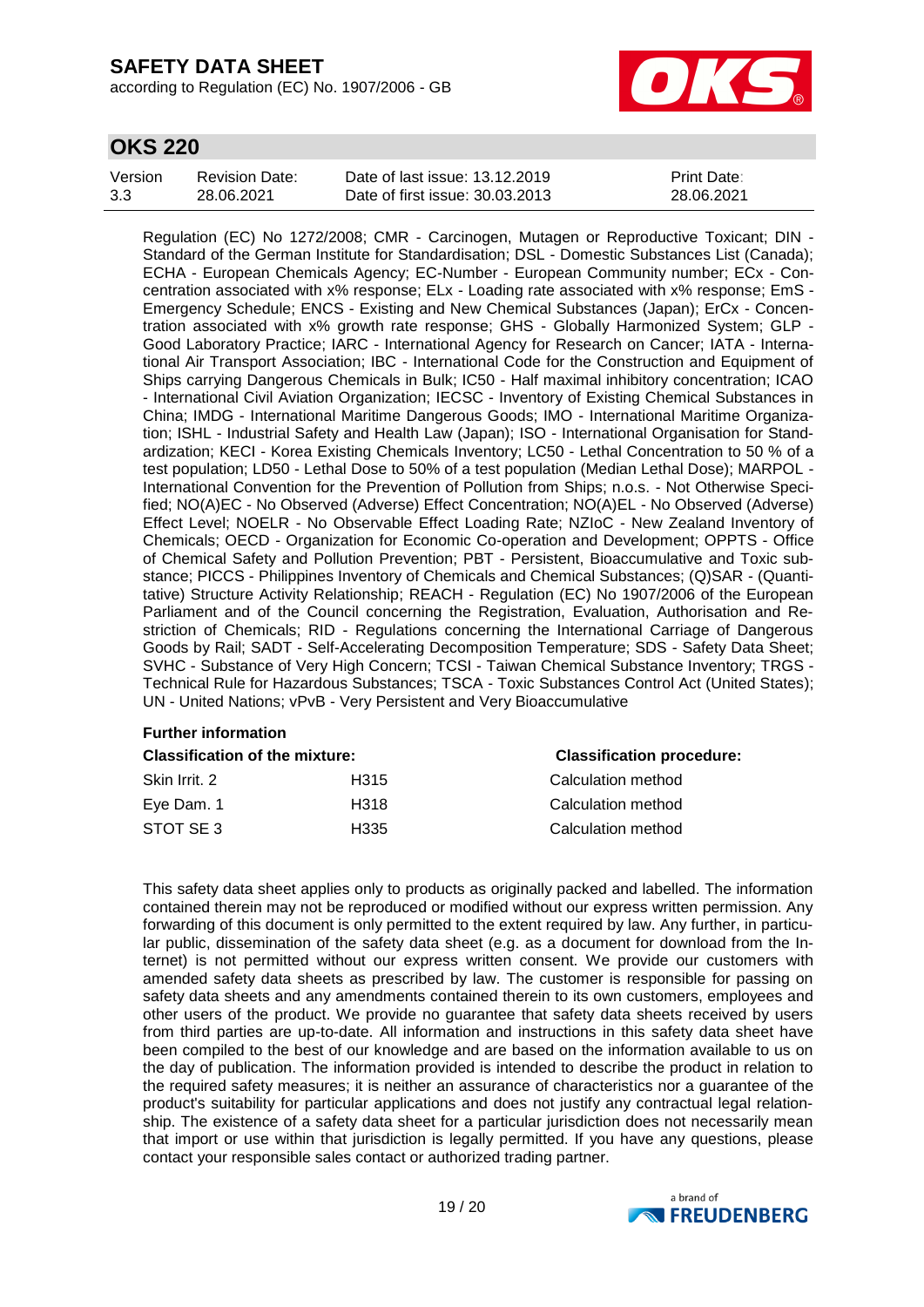Regulation (EC) No 1272/2008; CMR - Carcinogen, Mutagen or Reproductive Toxicant; DIN - Standard of the German Institute for Standardisation; DSL - Domestic Substances List (Canada); ECHA - European Chemicals Agency; EC-Number - European Community number; ECx - Concentration associated with x% response; ELx - Loading rate associated with x% response; EmS - Emergency Schedule; ENCS - Existing and New Chemical Substances (Japan); ErCx - Concentration associated with x% growth rate response; GHS - Globally Harmonized System; GLP - Good Laboratory Practice; IARC - International Agency for Research on Cancer; IATA - International Air Transport Association; IBC - International Code for the Construction and Equipment of Ships carrying Dangerous Chemicals in Bulk; IC50 - Half maximal inhibitory concentration; ICAO - International Civil Aviation Organization; IECSC - Inventory of Existing Chemical Substances in China; IMDG - International Maritime Dangerous Goods; IMO - International Maritime Organization; ISHL - Industrial Safety and Health Law (Japan); ISO - International Organisation for Standardization; KECI - Korea Existing Chemicals Inventory; LC50 - Lethal Concentration to 50 % of a test population; LD50 - Lethal Dose to 50% of a test population (Median Lethal Dose); MARPOL - International Convention for the Prevention of Pollution from Ships; n.o.s. - Not Otherwise Specified; NO(A)EC - No Observed (Adverse) Effect Concentration; NO(A)EL - No Observed (Adverse) Effect Level; NOELR - No Observable Effect Loading Rate; NZIoC - New Zealand Inventory of Chemicals; OECD - Organization for Economic Co-operation and Development; OPPTS - Office of Chemical Safety and Pollution Prevention; PBT - Persistent, Bioaccumulative and Toxic substance; PICCS - Philippines Inventory of Chemicals and Chemical Substances; (Q)SAR - (Quantitative) Structure Activity Relationship; REACH - Regulation (EC) No 1907/2006 of the European Parliament and of the Council concerning the Registration, Evaluation, Authorisation and Restriction of Chemicals; RID - Regulations concerning the International Carriage of Dangerous Goods by Rail; SADT - Self-Accelerating Decomposition Temperature; SDS - Safety Data Sheet; SVHC - Substance of Very High Concern; TCSI - Taiwan Chemical Substance Inventory; TRGS - Technical Rule for Hazardous Substances; TSCA - Toxic Substances Control Act (United States); UN - United Nations; vPvB - Very Persistent and Very Bioaccumulative

**Further information**

| Classification of the mixture: | | Classification procedure: |
|---|---|---|
| Skin Irrit. 2 | H315 | Calculation method |
| Eye Dam. 1 | H318 | Calculation method |
| STOT SE 3 | H335 | Calculation method |

This safety data sheet applies only to products as originally packed and labelled. The information contained therein may not be reproduced or modified without our express written permission. Any forwarding of this document is only permitted to the extent required by law. Any further, in particular public, dissemination of the safety data sheet (e.g. as a document for download from the Internet) is not permitted without our express written consent. We provide our customers with amended safety data sheets as prescribed by law. The customer is responsible for passing on safety data sheets and any amendments contained therein to its own customers, employees and other users of the product. We provide no guarantee that safety data sheets received by users from third parties are up-to-date. All information and instructions in this safety data sheet have been compiled to the best of our knowledge and are based on the information available to us on the day of publication. The information provided is intended to describe the product in relation to the required safety measures; it is neither an assurance of characteristics nor a guarantee of the product's suitability for particular applications and does not justify any contractual legal relationship. The existence of a safety data sheet for a particular jurisdiction does not necessarily mean that import or use within that jurisdiction is legally permitted. If you have any questions, please contact your responsible sales contact or authorized trading partner.